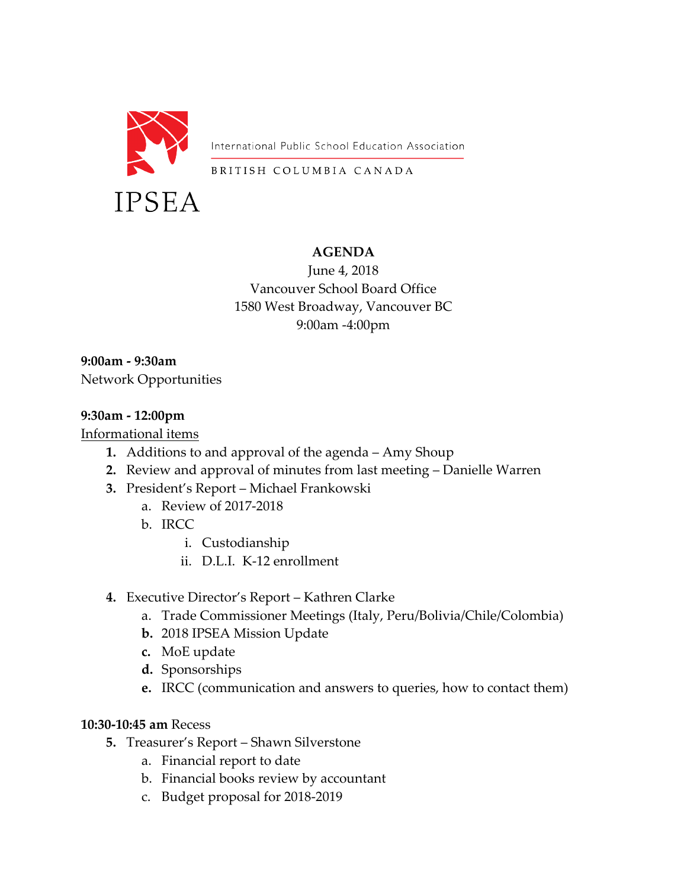International Public School Education Association

BRITISH COLUMBIA CANADA

IPSEA

**AGENDA**

June 4, 2018

Vancouver School Board Office

1580 West Broadway, Vancouver BC

9:00am -4:00pm

**9:00am - 9:30am**

Network Opportunities

**9:30am - 12:00pm**

Informational items

1. Additions to and approval of the agenda – Amy Shoup
2. Review and approval of minutes from last meeting – Danielle Warren
3. President's Report – Michael Frankowski
   a. Review of 2017-2018
   b. IRCC
      i. Custodianship
      ii. D.L.I. K-12 enrollment
4. Executive Director's Report – Kathren Clarke
   a. Trade Commissioner Meetings (Italy, Peru/Bolivia/Chile/Colombia)
   **b.** 2018 IPSEA Mission Update
   **c.** MoE update
   **d.** Sponsorships
   **e.** IRCC (communication and answers to queries, how to contact them)

**10:30-10:45 am** Recess

5. Treasurer's Report – Shawn Silverstone
   a. Financial report to date
   b. Financial books review by accountant
   c. Budget proposal for 2018-2019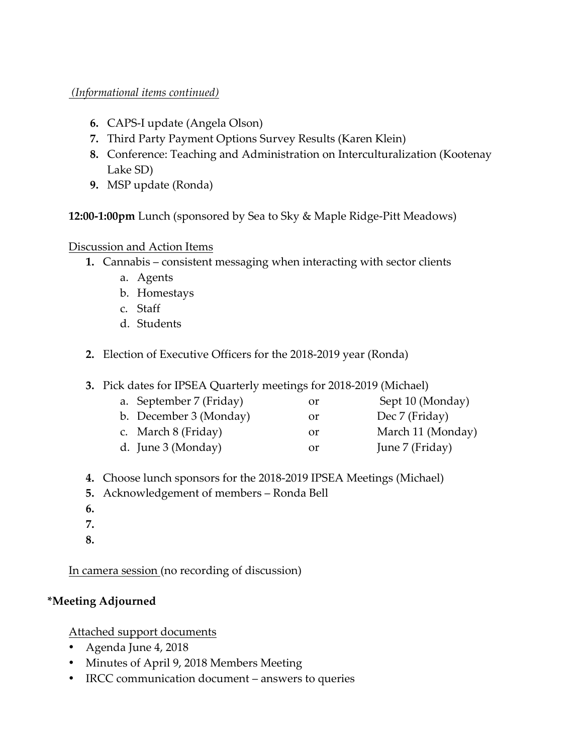*(Informational items continued)*

6. CAPS-I update (Angela Olson)
7. Third Party Payment Options Survey Results (Karen Klein)
8. Conference: Teaching and Administration on Interculturalization (Kootenay Lake SD)
9. MSP update (Ronda)

**12:00-1:00pm** Lunch (sponsored by Sea to Sky & Maple Ridge-Pitt Meadows)

Discussion and Action Items

1. Cannabis – consistent messaging when interacting with sector clients
   a. Agents
   b. Homestays
   c. Staff
   d. Students

2. Election of Executive Officers for the 2018-2019 year (Ronda)

3. Pick dates for IPSEA Quarterly meetings for 2018-2019 (Michael)
   a. September 7 (Friday) or Sept 10 (Monday)
   b. December 3 (Monday) or Dec 7 (Friday)
   c. March 8 (Friday) or March 11 (Monday)
   d. June 3 (Monday) or June 7 (Friday)

4. Choose lunch sponsors for the 2018-2019 IPSEA Meetings (Michael)
5. Acknowledgement of members – Ronda Bell
6.
7.
8.

In camera session (no recording of discussion)

**\*Meeting Adjourned**

Attached support documents

- Agenda June 4, 2018
- Minutes of April 9, 2018 Members Meeting
- IRCC communication document – answers to queries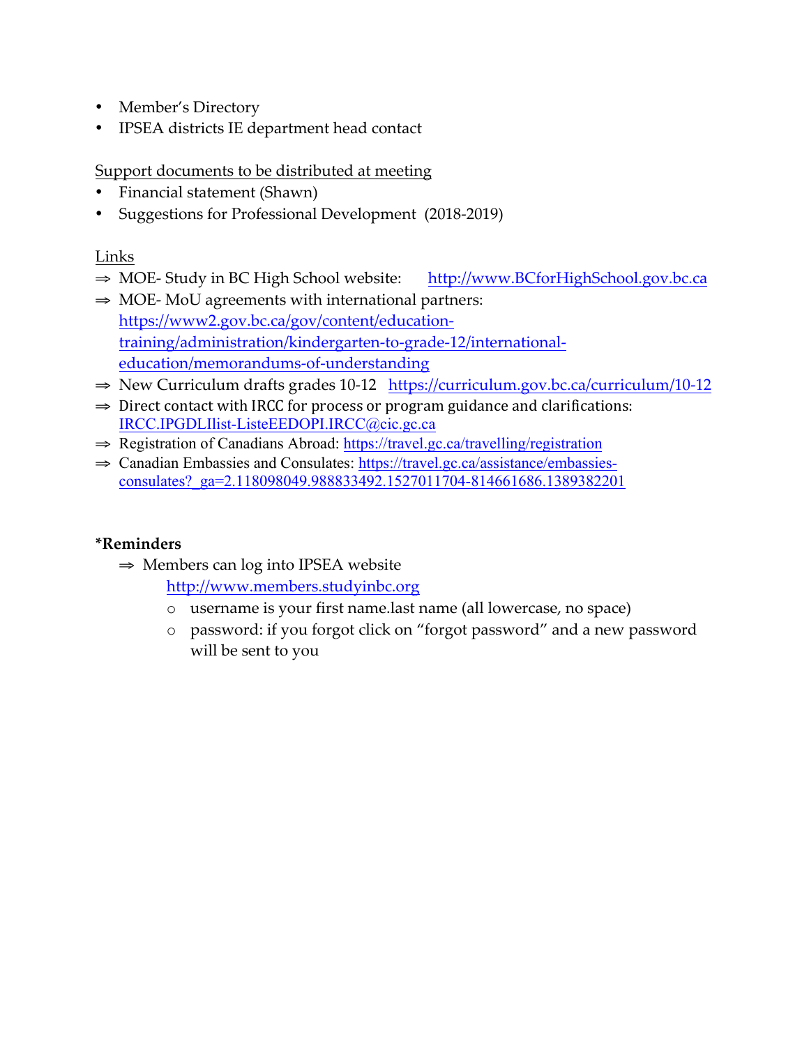- Member's Directory
- IPSEA districts IE department head contact

Support documents to be distributed at meeting

- Financial statement (Shawn)
- Suggestions for Professional Development (2018-2019)

Links

⇒ MOE- Study in BC High School website: http://www.BCforHighSchool.gov.bc.ca

⇒ MOE- MoU agreements with international partners: https://www2.gov.bc.ca/gov/content/education-training/administration/kindergarten-to-grade-12/international-education/memorandums-of-understanding

⇒ New Curriculum drafts grades 10-12 https://curriculum.gov.bc.ca/curriculum/10-12

⇒ Direct contact with IRCC for process or program guidance and clarifications: IRCC.IPGDLIlist-ListeEEDOPI.IRCC@cic.gc.ca

⇒ Registration of Canadians Abroad: https://travel.gc.ca/travelling/registration

⇒ Canadian Embassies and Consulates: https://travel.gc.ca/assistance/embassies-consulates?_ga=2.118098049.988833492.1527011704-814661686.1389382201

**\*Reminders**

⇒ Members can log into IPSEA website
http://www.members.studyinbc.org

- username is your first name.last name (all lowercase, no space)
- password: if you forgot click on "forgot password" and a new password will be sent to you